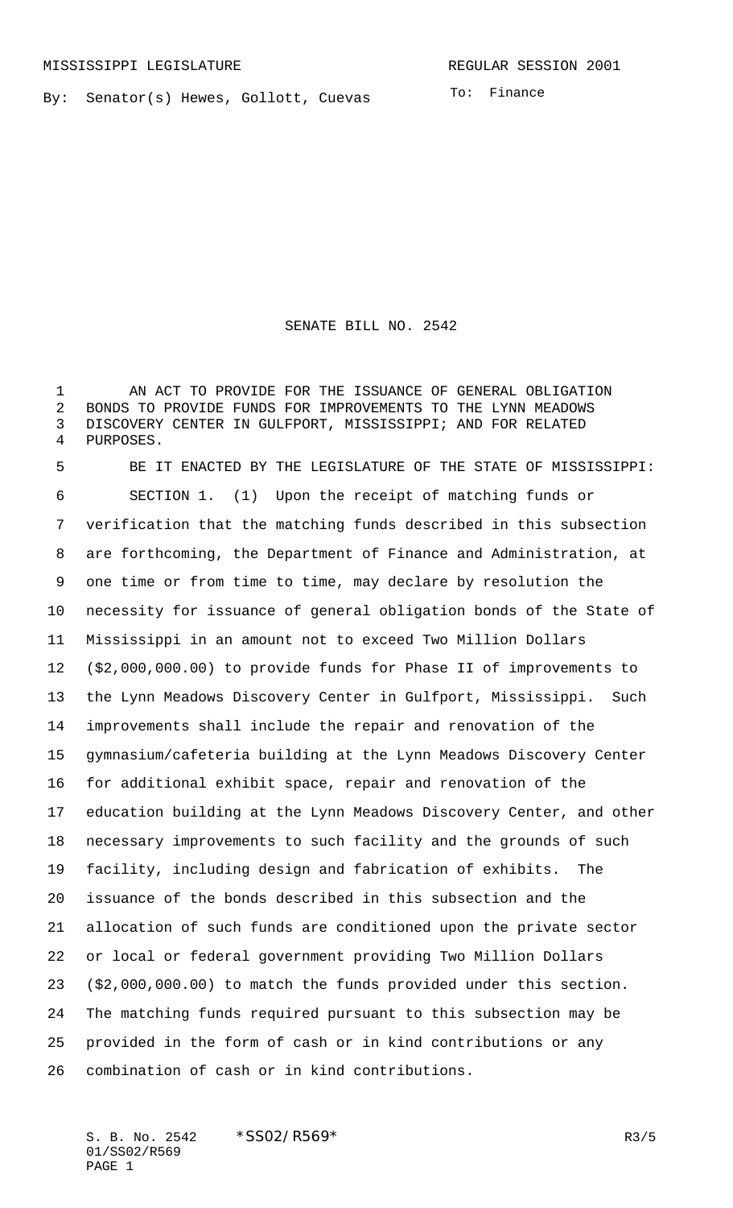MISSISSIPPI LEGISLATURE REGULAR SESSION 2001

By: Senator(s) Hewes, Gollott, Cuevas

To: Finance

# SENATE BILL NO. 2542

AN ACT TO PROVIDE FOR THE ISSUANCE OF GENERAL OBLIGATION BONDS TO PROVIDE FUNDS FOR IMPROVEMENTS TO THE LYNN MEADOWS DISCOVERY CENTER IN GULFPORT, MISSISSIPPI; AND FOR RELATED PURPOSES.

BE IT ENACTED BY THE LEGISLATURE OF THE STATE OF MISSISSIPPI:

SECTION 1. (1) Upon the receipt of matching funds or verification that the matching funds described in this subsection are forthcoming, the Department of Finance and Administration, at one time or from time to time, may declare by resolution the necessity for issuance of general obligation bonds of the State of Mississippi in an amount not to exceed Two Million Dollars ($2,000,000.00) to provide funds for Phase II of improvements to the Lynn Meadows Discovery Center in Gulfport, Mississippi. Such improvements shall include the repair and renovation of the gymnasium/cafeteria building at the Lynn Meadows Discovery Center for additional exhibit space, repair and renovation of the education building at the Lynn Meadows Discovery Center, and other necessary improvements to such facility and the grounds of such facility, including design and fabrication of exhibits. The issuance of the bonds described in this subsection and the allocation of such funds are conditioned upon the private sector or local or federal government providing Two Million Dollars ($2,000,000.00) to match the funds provided under this section. The matching funds required pursuant to this subsection may be provided in the form of cash or in kind contributions or any combination of cash or in kind contributions.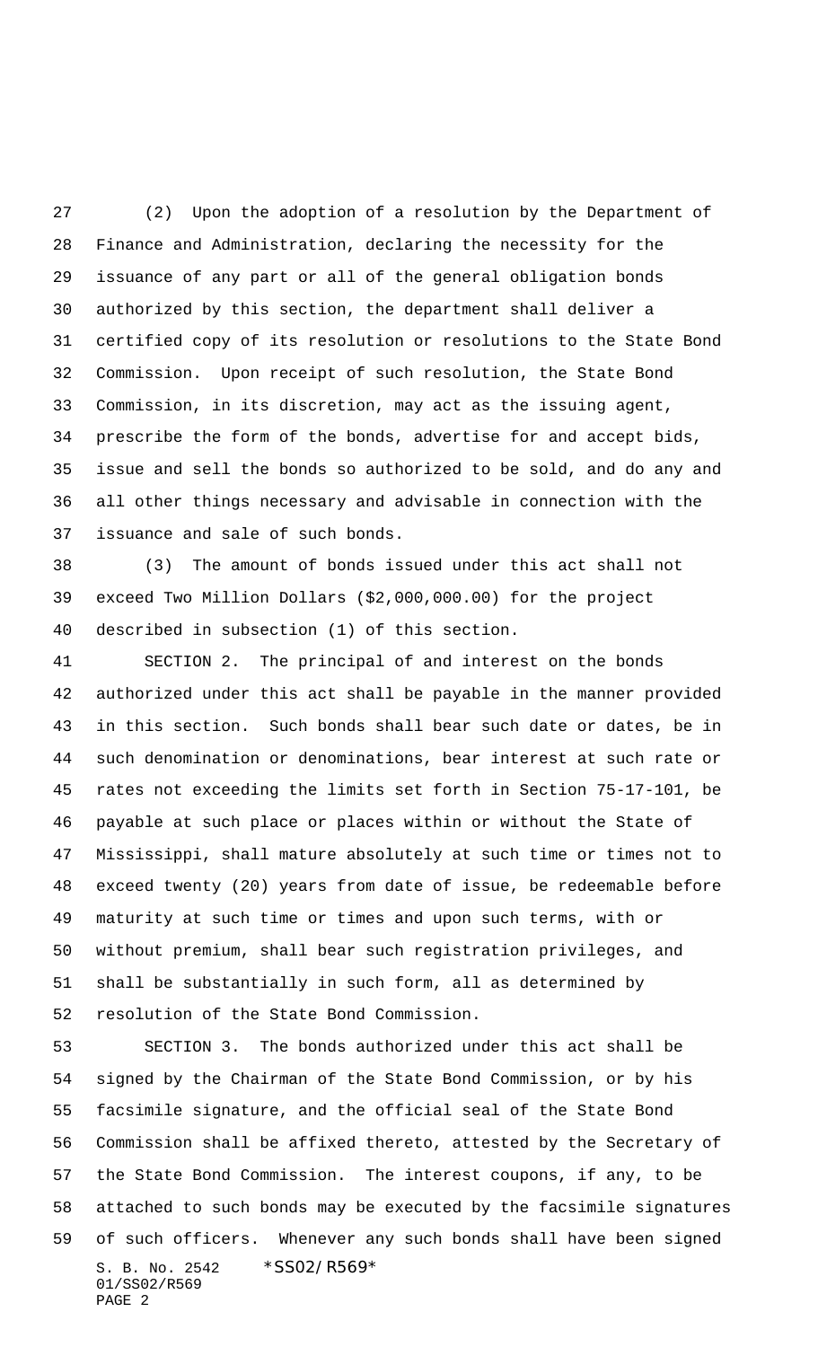(2) Upon the adoption of a resolution by the Department of Finance and Administration, declaring the necessity for the issuance of any part or all of the general obligation bonds authorized by this section, the department shall deliver a certified copy of its resolution or resolutions to the State Bond Commission. Upon receipt of such resolution, the State Bond Commission, in its discretion, may act as the issuing agent, prescribe the form of the bonds, advertise for and accept bids, issue and sell the bonds so authorized to be sold, and do any and all other things necessary and advisable in connection with the issuance and sale of such bonds.

(3) The amount of bonds issued under this act shall not exceed Two Million Dollars ($2,000,000.00) for the project described in subsection (1) of this section.

SECTION 2. The principal of and interest on the bonds authorized under this act shall be payable in the manner provided in this section. Such bonds shall bear such date or dates, be in such denomination or denominations, bear interest at such rate or rates not exceeding the limits set forth in Section 75-17-101, be payable at such place or places within or without the State of Mississippi, shall mature absolutely at such time or times not to exceed twenty (20) years from date of issue, be redeemable before maturity at such time or times and upon such terms, with or without premium, shall bear such registration privileges, and shall be substantially in such form, all as determined by resolution of the State Bond Commission.

SECTION 3. The bonds authorized under this act shall be signed by the Chairman of the State Bond Commission, or by his facsimile signature, and the official seal of the State Bond Commission shall be affixed thereto, attested by the Secretary of the State Bond Commission. The interest coupons, if any, to be attached to such bonds may be executed by the facsimile signatures of such officers. Whenever any such bonds shall have been signed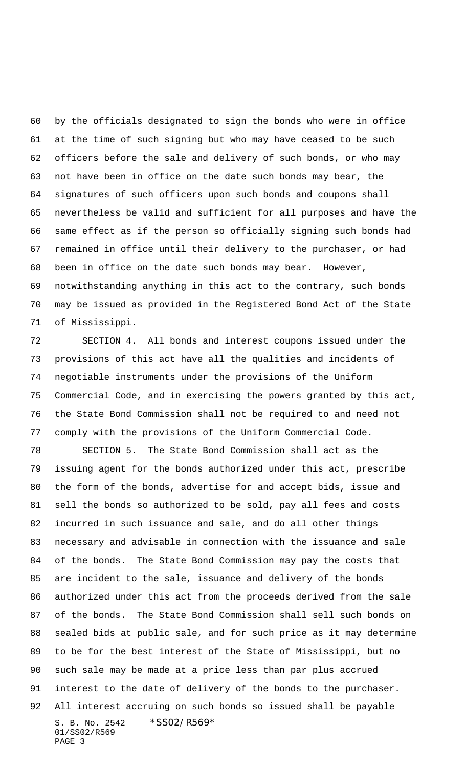by the officials designated to sign the bonds who were in office at the time of such signing but who may have ceased to be such officers before the sale and delivery of such bonds, or who may not have been in office on the date such bonds may bear, the signatures of such officers upon such bonds and coupons shall nevertheless be valid and sufficient for all purposes and have the same effect as if the person so officially signing such bonds had remained in office until their delivery to the purchaser, or had been in office on the date such bonds may bear. However, notwithstanding anything in this act to the contrary, such bonds may be issued as provided in the Registered Bond Act of the State of Mississippi.

SECTION 4. All bonds and interest coupons issued under the provisions of this act have all the qualities and incidents of negotiable instruments under the provisions of the Uniform Commercial Code, and in exercising the powers granted by this act, the State Bond Commission shall not be required to and need not comply with the provisions of the Uniform Commercial Code.

SECTION 5. The State Bond Commission shall act as the issuing agent for the bonds authorized under this act, prescribe the form of the bonds, advertise for and accept bids, issue and sell the bonds so authorized to be sold, pay all fees and costs incurred in such issuance and sale, and do all other things necessary and advisable in connection with the issuance and sale of the bonds. The State Bond Commission may pay the costs that are incident to the sale, issuance and delivery of the bonds authorized under this act from the proceeds derived from the sale of the bonds. The State Bond Commission shall sell such bonds on sealed bids at public sale, and for such price as it may determine to be for the best interest of the State of Mississippi, but no such sale may be made at a price less than par plus accrued interest to the date of delivery of the bonds to the purchaser. All interest accruing on such bonds so issued shall be payable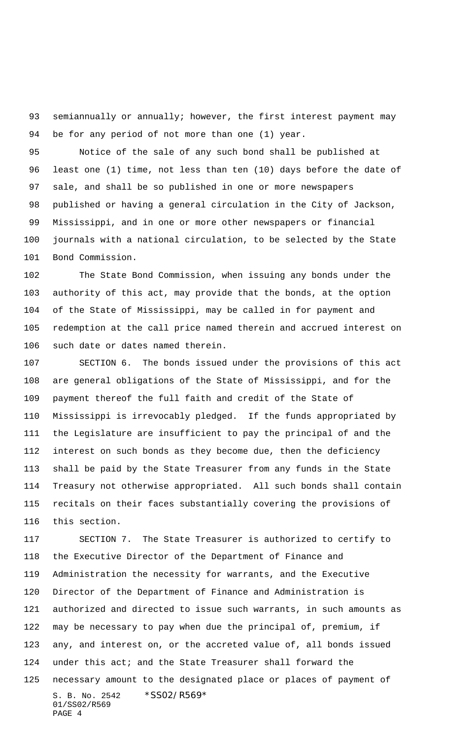semiannually or annually; however, the first interest payment may be for any period of not more than one (1) year.

Notice of the sale of any such bond shall be published at least one (1) time, not less than ten (10) days before the date of sale, and shall be so published in one or more newspapers published or having a general circulation in the City of Jackson, Mississippi, and in one or more other newspapers or financial journals with a national circulation, to be selected by the State Bond Commission.

The State Bond Commission, when issuing any bonds under the authority of this act, may provide that the bonds, at the option of the State of Mississippi, may be called in for payment and redemption at the call price named therein and accrued interest on such date or dates named therein.

SECTION 6. The bonds issued under the provisions of this act are general obligations of the State of Mississippi, and for the payment thereof the full faith and credit of the State of Mississippi is irrevocably pledged. If the funds appropriated by the Legislature are insufficient to pay the principal of and the interest on such bonds as they become due, then the deficiency shall be paid by the State Treasurer from any funds in the State Treasury not otherwise appropriated. All such bonds shall contain recitals on their faces substantially covering the provisions of this section.

SECTION 7. The State Treasurer is authorized to certify to the Executive Director of the Department of Finance and Administration the necessity for warrants, and the Executive Director of the Department of Finance and Administration is authorized and directed to issue such warrants, in such amounts as may be necessary to pay when due the principal of, premium, if any, and interest on, or the accreted value of, all bonds issued under this act; and the State Treasurer shall forward the necessary amount to the designated place or places of payment of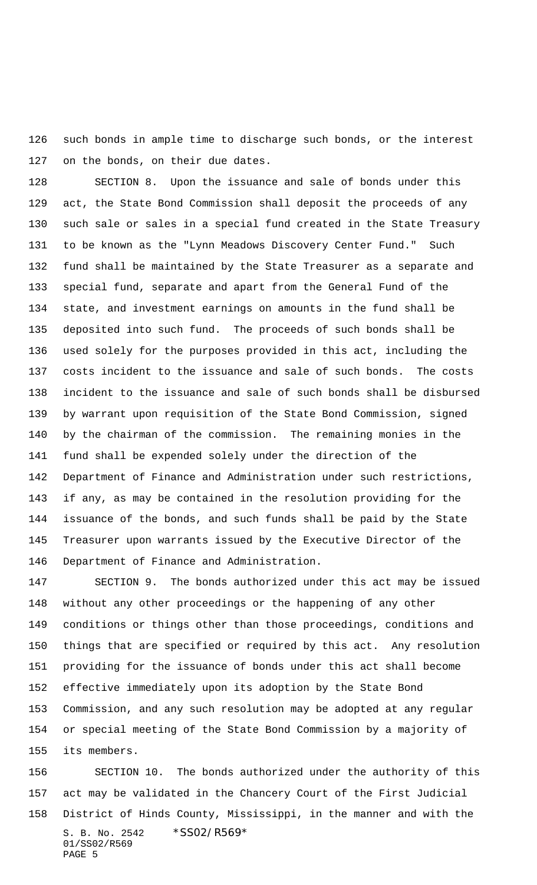such bonds in ample time to discharge such bonds, or the interest on the bonds, on their due dates.

SECTION 8. Upon the issuance and sale of bonds under this act, the State Bond Commission shall deposit the proceeds of any such sale or sales in a special fund created in the State Treasury to be known as the "Lynn Meadows Discovery Center Fund." Such fund shall be maintained by the State Treasurer as a separate and special fund, separate and apart from the General Fund of the state, and investment earnings on amounts in the fund shall be deposited into such fund. The proceeds of such bonds shall be used solely for the purposes provided in this act, including the costs incident to the issuance and sale of such bonds. The costs incident to the issuance and sale of such bonds shall be disbursed by warrant upon requisition of the State Bond Commission, signed by the chairman of the commission. The remaining monies in the fund shall be expended solely under the direction of the Department of Finance and Administration under such restrictions, if any, as may be contained in the resolution providing for the issuance of the bonds, and such funds shall be paid by the State Treasurer upon warrants issued by the Executive Director of the Department of Finance and Administration.

SECTION 9. The bonds authorized under this act may be issued without any other proceedings or the happening of any other conditions or things other than those proceedings, conditions and things that are specified or required by this act. Any resolution providing for the issuance of bonds under this act shall become effective immediately upon its adoption by the State Bond Commission, and any such resolution may be adopted at any regular or special meeting of the State Bond Commission by a majority of its members.

SECTION 10. The bonds authorized under the authority of this act may be validated in the Chancery Court of the First Judicial District of Hinds County, Mississippi, in the manner and with the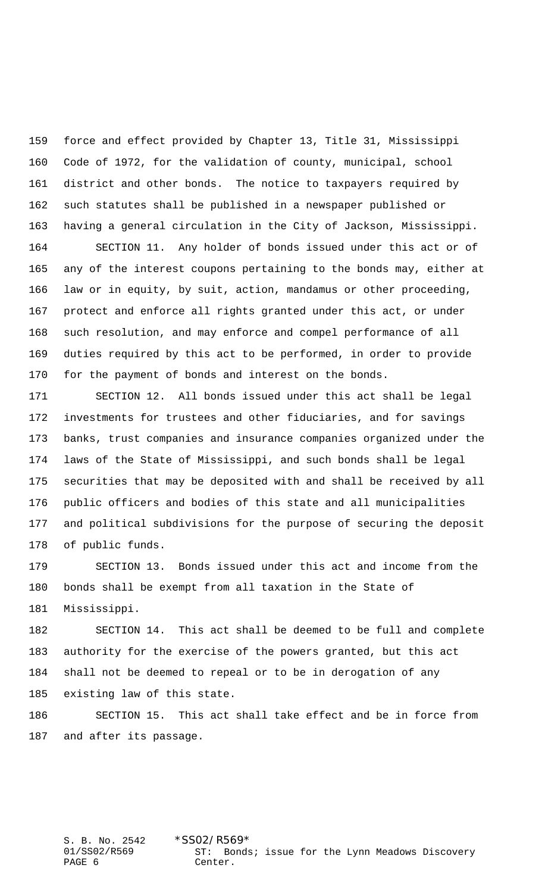force and effect provided by Chapter 13, Title 31, Mississippi Code of 1972, for the validation of county, municipal, school district and other bonds. The notice to taxpayers required by such statutes shall be published in a newspaper published or having a general circulation in the City of Jackson, Mississippi.

SECTION 11. Any holder of bonds issued under this act or of any of the interest coupons pertaining to the bonds may, either at law or in equity, by suit, action, mandamus or other proceeding, protect and enforce all rights granted under this act, or under such resolution, and may enforce and compel performance of all duties required by this act to be performed, in order to provide for the payment of bonds and interest on the bonds.

SECTION 12. All bonds issued under this act shall be legal investments for trustees and other fiduciaries, and for savings banks, trust companies and insurance companies organized under the laws of the State of Mississippi, and such bonds shall be legal securities that may be deposited with and shall be received by all public officers and bodies of this state and all municipalities and political subdivisions for the purpose of securing the deposit of public funds.

SECTION 13. Bonds issued under this act and income from the bonds shall be exempt from all taxation in the State of Mississippi.

SECTION 14. This act shall be deemed to be full and complete authority for the exercise of the powers granted, but this act shall not be deemed to repeal or to be in derogation of any existing law of this state.

SECTION 15. This act shall take effect and be in force from and after its passage.